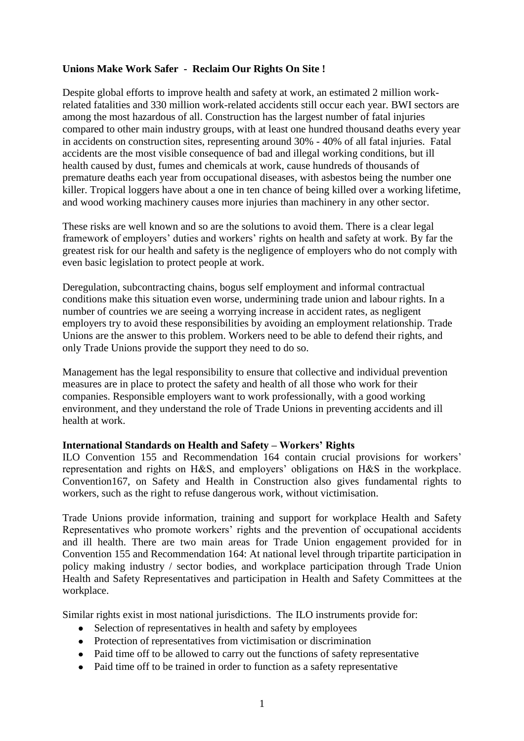**Unions Make Work Safer - Reclaim Our Rights On Site !**

Despite global efforts to improve health and safety at work, an estimated 2 million work-related fatalities and 330 million work-related accidents still occur each year. BWI sectors are among the most hazardous of all. Construction has the largest number of fatal injuries compared to other main industry groups, with at least one hundred thousand deaths every year in accidents on construction sites, representing around 30% - 40% of all fatal injuries. Fatal accidents are the most visible consequence of bad and illegal working conditions, but ill health caused by dust, fumes and chemicals at work, cause hundreds of thousands of premature deaths each year from occupational diseases, with asbestos being the number one killer. Tropical loggers have about a one in ten chance of being killed over a working lifetime, and wood working machinery causes more injuries than machinery in any other sector.

These risks are well known and so are the solutions to avoid them. There is a clear legal framework of employers' duties and workers' rights on health and safety at work. By far the greatest risk for our health and safety is the negligence of employers who do not comply with even basic legislation to protect people at work.

Deregulation, subcontracting chains, bogus self employment and informal contractual conditions make this situation even worse, undermining trade union and labour rights. In a number of countries we are seeing a worrying increase in accident rates, as negligent employers try to avoid these responsibilities by avoiding an employment relationship. Trade Unions are the answer to this problem. Workers need to be able to defend their rights, and only Trade Unions provide the support they need to do so.

Management has the legal responsibility to ensure that collective and individual prevention measures are in place to protect the safety and health of all those who work for their companies. Responsible employers want to work professionally, with a good working environment, and they understand the role of Trade Unions in preventing accidents and ill health at work.

**International Standards on Health and Safety – Workers' Rights**

ILO Convention 155 and Recommendation 164 contain crucial provisions for workers' representation and rights on H&S, and employers' obligations on H&S in the workplace. Convention167, on Safety and Health in Construction also gives fundamental rights to workers, such as the right to refuse dangerous work, without victimisation.

Trade Unions provide information, training and support for workplace Health and Safety Representatives who promote workers' rights and the prevention of occupational accidents and ill health. There are two main areas for Trade Union engagement provided for in Convention 155 and Recommendation 164: At national level through tripartite participation in policy making industry / sector bodies, and workplace participation through Trade Union Health and Safety Representatives and participation in Health and Safety Committees at the workplace.

Similar rights exist in most national jurisdictions. The ILO instruments provide for:

- Selection of representatives in health and safety by employees
- Protection of representatives from victimisation or discrimination
- Paid time off to be allowed to carry out the functions of safety representative
- Paid time off to be trained in order to function as a safety representative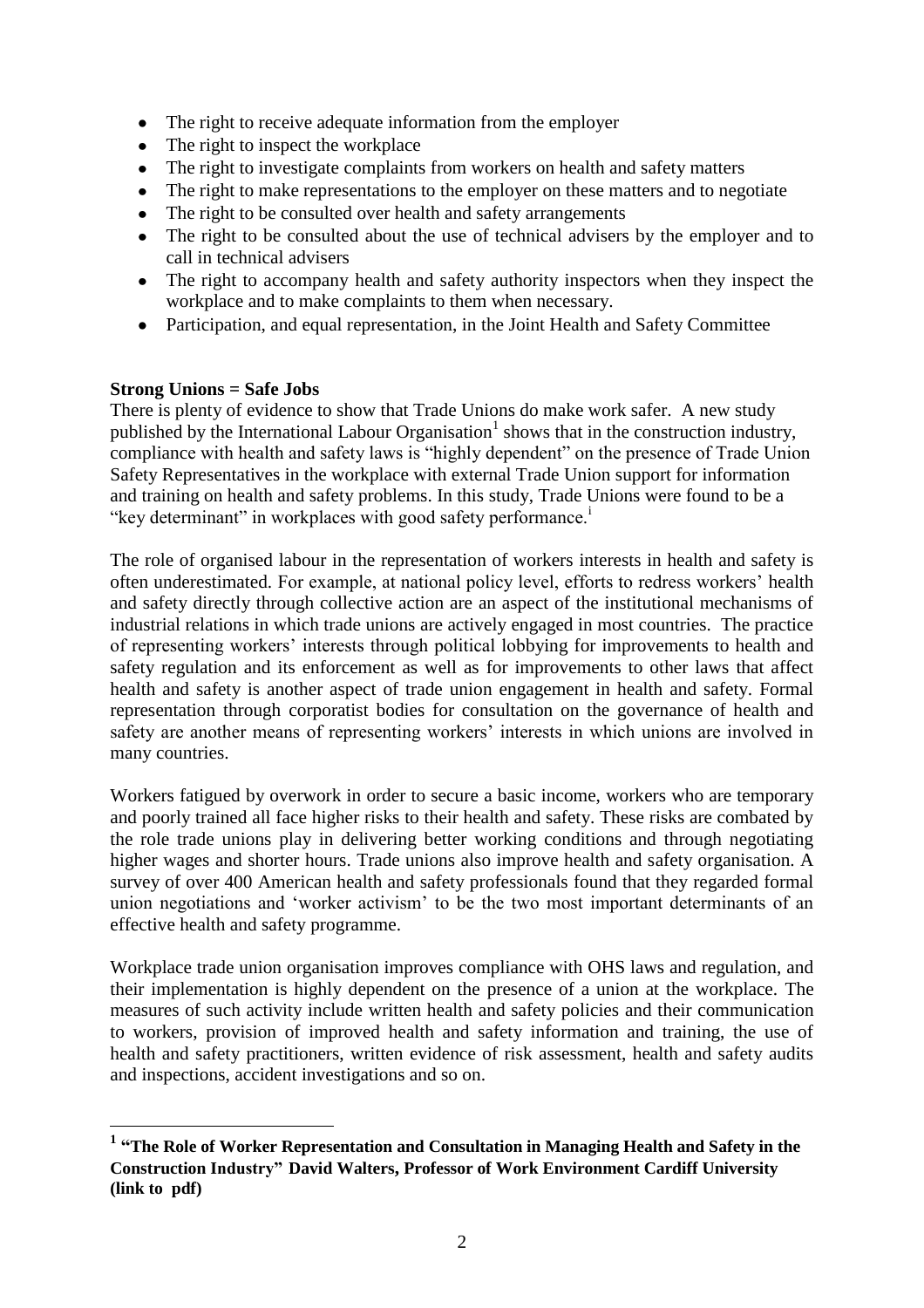- The right to receive adequate information from the employer
- The right to inspect the workplace
- The right to investigate complaints from workers on health and safety matters
- The right to make representations to the employer on these matters and to negotiate
- The right to be consulted over health and safety arrangements
- The right to be consulted about the use of technical advisers by the employer and to call in technical advisers
- The right to accompany health and safety authority inspectors when they inspect the workplace and to make complaints to them when necessary.
- Participation, and equal representation, in the Joint Health and Safety Committee

**Strong Unions = Safe Jobs**

There is plenty of evidence to show that Trade Unions do make work safer. A new study published by the International Labour Organisation[1] shows that in the construction industry, compliance with health and safety laws is "highly dependent" on the presence of Trade Union Safety Representatives in the workplace with external Trade Union support for information and training on health and safety problems. In this study, Trade Unions were found to be a "key determinant" in workplaces with good safety performance.[i]

The role of organised labour in the representation of workers interests in health and safety is often underestimated. For example, at national policy level, efforts to redress workers' health and safety directly through collective action are an aspect of the institutional mechanisms of industrial relations in which trade unions are actively engaged in most countries. The practice of representing workers' interests through political lobbying for improvements to health and safety regulation and its enforcement as well as for improvements to other laws that affect health and safety is another aspect of trade union engagement in health and safety. Formal representation through corporatist bodies for consultation on the governance of health and safety are another means of representing workers' interests in which unions are involved in many countries.

Workers fatigued by overwork in order to secure a basic income, workers who are temporary and poorly trained all face higher risks to their health and safety. These risks are combated by the role trade unions play in delivering better working conditions and through negotiating higher wages and shorter hours. Trade unions also improve health and safety organisation. A survey of over 400 American health and safety professionals found that they regarded formal union negotiations and 'worker activism' to be the two most important determinants of an effective health and safety programme.

Workplace trade union organisation improves compliance with OHS laws and regulation, and their implementation is highly dependent on the presence of a union at the workplace. The measures of such activity include written health and safety policies and their communication to workers, provision of improved health and safety information and training, the use of health and safety practitioners, written evidence of risk assessment, health and safety audits and inspections, accident investigations and so on.

---

[1] **"The Role of Worker Representation and Consultation in Managing Health and Safety in the Construction Industry" David Walters, Professor of Work Environment Cardiff University (link to pdf)**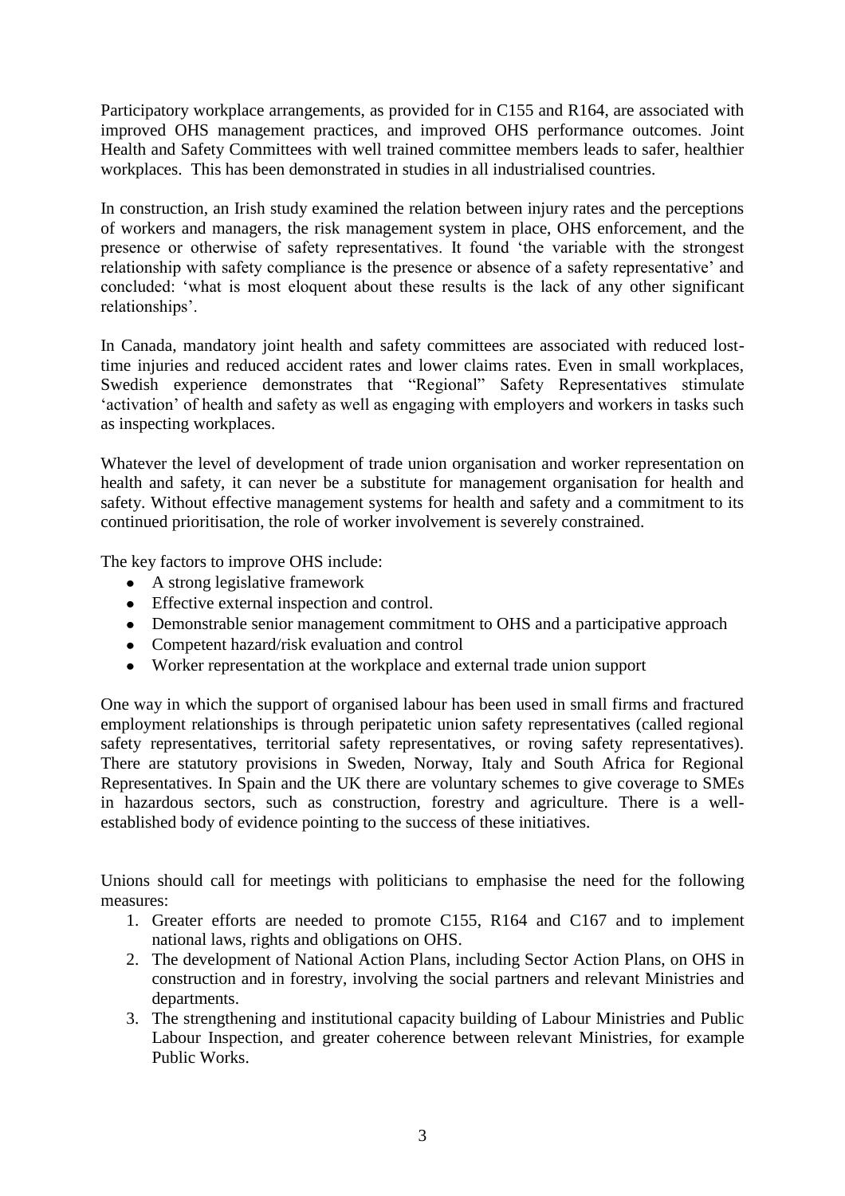Participatory workplace arrangements, as provided for in C155 and R164, are associated with improved OHS management practices, and improved OHS performance outcomes. Joint Health and Safety Committees with well trained committee members leads to safer, healthier workplaces. This has been demonstrated in studies in all industrialised countries.

In construction, an Irish study examined the relation between injury rates and the perceptions of workers and managers, the risk management system in place, OHS enforcement, and the presence or otherwise of safety representatives. It found 'the variable with the strongest relationship with safety compliance is the presence or absence of a safety representative' and concluded: 'what is most eloquent about these results is the lack of any other significant relationships'.

In Canada, mandatory joint health and safety committees are associated with reduced lost-time injuries and reduced accident rates and lower claims rates. Even in small workplaces, Swedish experience demonstrates that "Regional" Safety Representatives stimulate 'activation' of health and safety as well as engaging with employers and workers in tasks such as inspecting workplaces.

Whatever the level of development of trade union organisation and worker representation on health and safety, it can never be a substitute for management organisation for health and safety. Without effective management systems for health and safety and a commitment to its continued prioritisation, the role of worker involvement is severely constrained.

The key factors to improve OHS include:

- A strong legislative framework
- Effective external inspection and control.
- Demonstrable senior management commitment to OHS and a participative approach
- Competent hazard/risk evaluation and control
- Worker representation at the workplace and external trade union support

One way in which the support of organised labour has been used in small firms and fractured employment relationships is through peripatetic union safety representatives (called regional safety representatives, territorial safety representatives, or roving safety representatives). There are statutory provisions in Sweden, Norway, Italy and South Africa for Regional Representatives. In Spain and the UK there are voluntary schemes to give coverage to SMEs in hazardous sectors, such as construction, forestry and agriculture. There is a well-established body of evidence pointing to the success of these initiatives.

Unions should call for meetings with politicians to emphasise the need for the following measures:

1. Greater efforts are needed to promote C155, R164 and C167 and to implement national laws, rights and obligations on OHS.
2. The development of National Action Plans, including Sector Action Plans, on OHS in construction and in forestry, involving the social partners and relevant Ministries and departments.
3. The strengthening and institutional capacity building of Labour Ministries and Public Labour Inspection, and greater coherence between relevant Ministries, for example Public Works.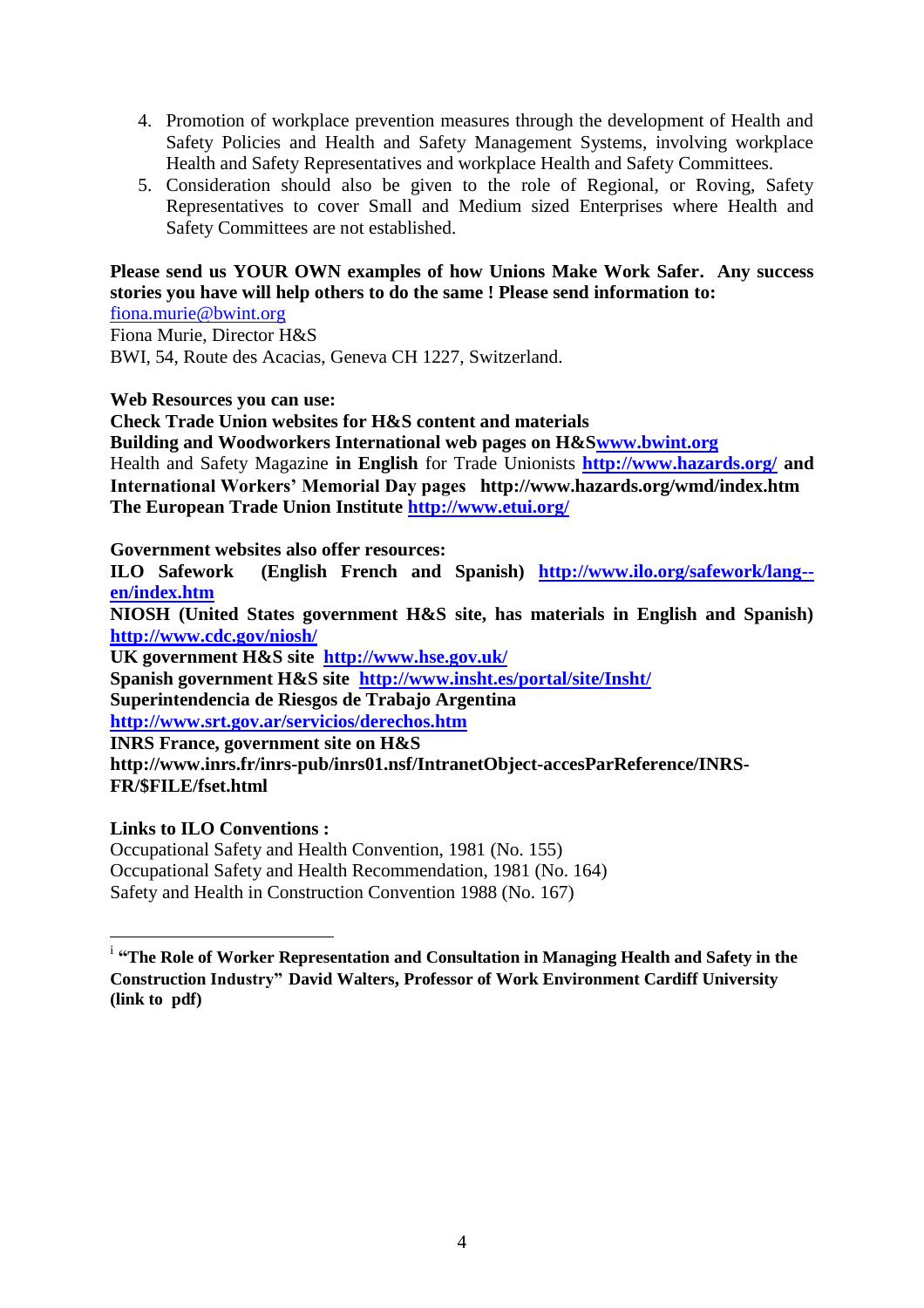4. Promotion of workplace prevention measures through the development of Health and Safety Policies and Health and Safety Management Systems, involving workplace Health and Safety Representatives and workplace Health and Safety Committees.
5. Consideration should also be given to the role of Regional, or Roving, Safety Representatives to cover Small and Medium sized Enterprises where Health and Safety Committees are not established.

**Please send us YOUR OWN examples of how Unions Make Work Safer. Any success stories you have will help others to do the same ! Please send information to:**
fiona.murie@bwint.org
Fiona Murie, Director H&S
BWI, 54, Route des Acacias, Geneva CH 1227, Switzerland.

**Web Resources you can use:**
**Check Trade Union websites for H&S content and materials**
**Building and Woodworkers International web pages on H&S** **www.bwint.org**
Health and Safety Magazine **in English** for Trade Unionists **http://www.hazards.org/ and**
**International Workers' Memorial Day pages http://www.hazards.org/wmd/index.htm**
**The European Trade Union Institute http://www.etui.org/**

**Government websites also offer resources:**
**ILO Safework (English French and Spanish) http://www.ilo.org/safework/lang--en/index.htm**
**NIOSH (United States government H&S site, has materials in English and Spanish) http://www.cdc.gov/niosh/**
**UK government H&S site http://www.hse.gov.uk/**
**Spanish government H&S site http://www.insht.es/portal/site/Insht/**
**Superintendencia de Riesgos de Trabajo Argentina**
**http://www.srt.gov.ar/servicios/derechos.htm**
**INRS France, government site on H&S**
**http://www.inrs.fr/inrs-pub/inrs01.nsf/IntranetObject-accesParReference/INRS-FR/$FILE/fset.html**

**Links to ILO Conventions :**
Occupational Safety and Health Convention, 1981 (No. 155)
Occupational Safety and Health Recommendation, 1981 (No. 164)
Safety and Health in Construction Convention 1988 (No. 167)

---

[i] **"The Role of Worker Representation and Consultation in Managing Health and Safety in the Construction Industry" David Walters, Professor of Work Environment Cardiff University (link to pdf)**